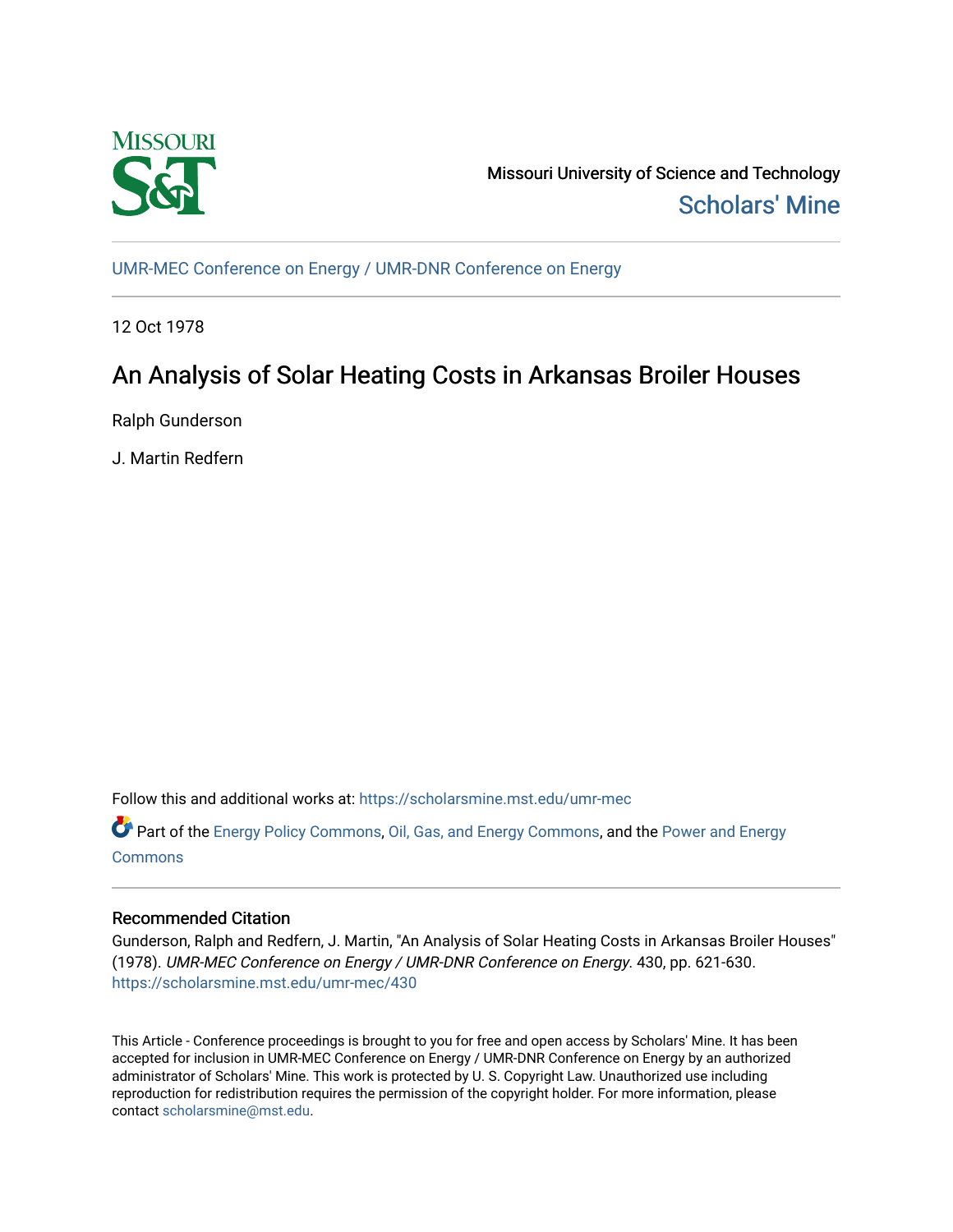Missouri University of Science and Technology

Scholars' Mine

UMR-MEC Conference on Energy / UMR-DNR Conference on Energy

12 Oct 1978

# An Analysis of Solar Heating Costs in Arkansas Broiler Houses

Ralph Gunderson

J. Martin Redfern

Follow this and additional works at: https://scholarsmine.mst.edu/umr-mec

Part of the Energy Policy Commons, Oil, Gas, and Energy Commons, and the Power and Energy Commons

## Recommended Citation

Gunderson, Ralph and Redfern, J. Martin, "An Analysis of Solar Heating Costs in Arkansas Broiler Houses" (1978). *UMR-MEC Conference on Energy / UMR-DNR Conference on Energy*. 430, pp. 621-630. https://scholarsmine.mst.edu/umr-mec/430

This Article - Conference proceedings is brought to you for free and open access by Scholars' Mine. It has been accepted for inclusion in UMR-MEC Conference on Energy / UMR-DNR Conference on Energy by an authorized administrator of Scholars' Mine. This work is protected by U. S. Copyright Law. Unauthorized use including reproduction for redistribution requires the permission of the copyright holder. For more information, please contact scholarsmine@mst.edu.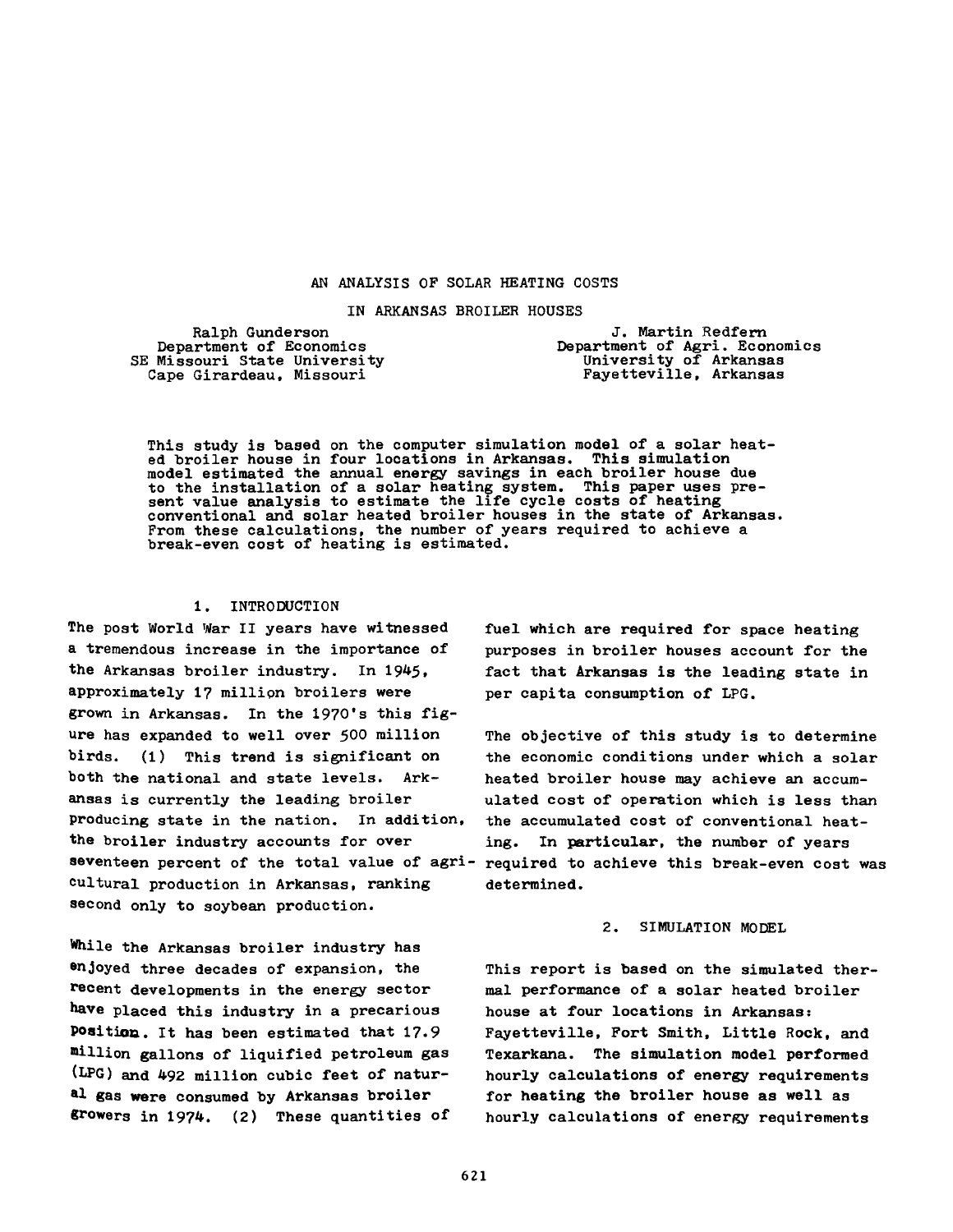# AN ANALYSIS OF SOLAR HEATING COSTS IN ARKANSAS BROILER HOUSES

Ralph Gunderson
Department of Economics
SE Missouri State University
Cape Girardeau, Missouri

J. Martin Redfern
Department of Agri. Economics
University of Arkansas
Fayetteville, Arkansas

This study is based on the computer simulation model of a solar heated broiler house in four locations in Arkansas. This simulation model estimated the annual energy savings in each broiler house due to the installation of a solar heating system. This paper uses present value analysis to estimate the life cycle costs of heating conventional and solar heated broiler houses in the state of Arkansas. From these calculations, the number of years required to achieve a break-even cost of heating is estimated.

## 1. INTRODUCTION

The post World War II years have witnessed a tremendous increase in the importance of the Arkansas broiler industry. In 1945, approximately 17 million broilers were grown in Arkansas. In the 1970's this figure has expanded to well over 500 million birds. (1) This trend is significant on both the national and state levels. Arkansas is currently the leading broiler producing state in the nation. In addition, the broiler industry accounts for over seventeen percent of the total value of agricultural production in Arkansas, ranking second only to soybean production.

While the Arkansas broiler industry has enjoyed three decades of expansion, the recent developments in the energy sector have placed this industry in a precarious position. It has been estimated that 17.9 million gallons of liquified petroleum gas (LPG) and 492 million cubic feet of natural gas were consumed by Arkansas broiler growers in 1974. (2) These quantities of fuel which are required for space heating purposes in broiler houses account for the fact that Arkansas is the leading state in per capita consumption of LPG.

The objective of this study is to determine the economic conditions under which a solar heated broiler house may achieve an accumulated cost of operation which is less than the accumulated cost of conventional heating. In particular, the number of years required to achieve this break-even cost was determined.

## 2. SIMULATION MODEL

This report is based on the simulated thermal performance of a solar heated broiler house at four locations in Arkansas: Fayetteville, Fort Smith, Little Rock, and Texarkana. The simulation model performed hourly calculations of energy requirements for heating the broiler house as well as hourly calculations of energy requirements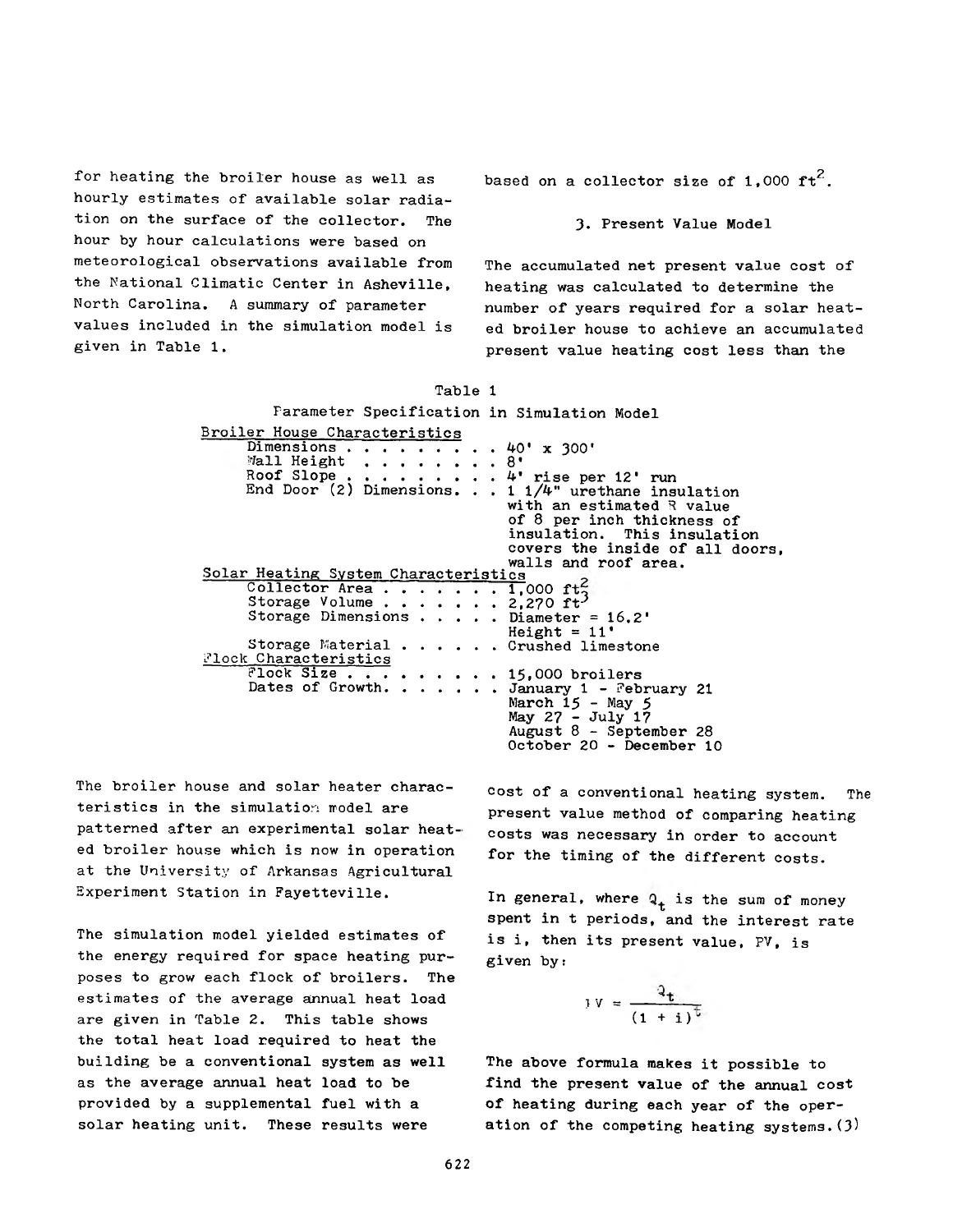for heating the broiler house as well as hourly estimates of available solar radiation on the surface of the collector. The hour by hour calculations were based on meteorological observations available from the National Climatic Center in Asheville, North Carolina. A summary of parameter values included in the simulation model is given in Table 1.

Table 1

Parameter Specification in Simulation Model

| Parameter | Value |
|---|---|
| **Broiler House Characteristics** | |
| Dimensions | 40' x 300' |
| Wall Height | 8' |
| Roof Slope | 4' rise per 12' run |
| End Door (2) Dimensions | 1 1/4" urethane insulation with an estimated R value of 8 per inch thickness of insulation. This insulation covers the inside of all doors, walls and roof area. |
| **Solar Heating System Characteristics** | |
| Collector Area | 1,000 $ft^2$ |
| Storage Volume | 2,270 $ft^3$ |
| Storage Dimensions | Diameter = 16.2'<br>Height = 11' |
| Storage Material | Crushed limestone |
| **Flock Characteristics** | |
| Flock Size | 15,000 broilers |
| Dates of Growth | January 1 - February 21<br>March 15 - May 5<br>May 27 - July 17<br>August 8 - September 28<br>October 20 - December 10 |

The broiler house and solar heater characteristics in the simulation model are patterned after an experimental solar heated broiler house which is now in operation at the University of Arkansas Agricultural Experiment Station in Fayetteville.

The simulation model yielded estimates of the energy required for space heating purposes to grow each flock of broilers. The estimates of the average annual heat load are given in Table 2. This table shows the total heat load required to heat the building be a conventional system as well as the average annual heat load to be provided by a supplemental fuel with a solar heating unit. These results were based on a collector size of 1,000 $ft^2$.

### 3. Present Value Model

The accumulated net present value cost of heating was calculated to determine the number of years required for a solar heated broiler house to achieve an accumulated present value heating cost less than the cost of a conventional heating system. The present value method of comparing heating costs was necessary in order to account for the timing of the different costs.

In general, where $Q_t$ is the sum of money spent in t periods, and the interest rate is i, then its present value, PV, is given by:

$$PV = \frac{Q_t}{(1 + i)^t}$$

The above formula makes it possible to find the present value of the annual cost of heating during each year of the operation of the competing heating systems.(3)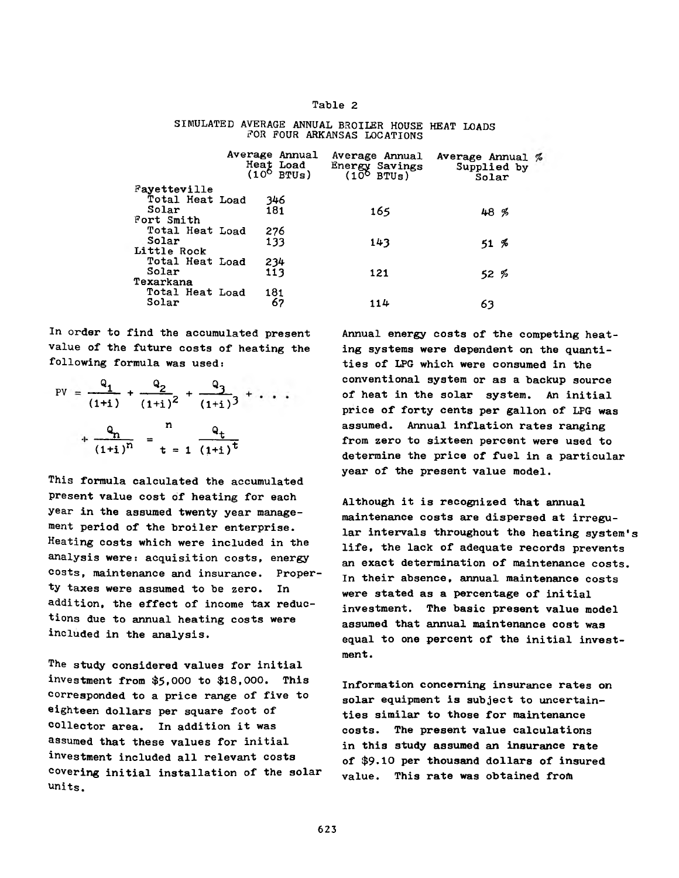Table 2

SIMULATED AVERAGE ANNUAL BROILER HOUSE HEAT LOADS FOR FOUR ARKANSAS LOCATIONS

| | Average Annual Heat Load ($10^6$ BTUs) | Average Annual Energy Savings ($10^6$ BTUs) | Average Annual % Supplied by Solar |
|---|---|---|---|
| Fayetteville | | | |
| Total Heat Load | 346 | | |
| Solar | 181 | 165 | 48 % |
| Fort Smith | | | |
| Total Heat Load | 276 | | |
| Solar | 133 | 143 | 51 % |
| Little Rock | | | |
| Total Heat Load | 234 | | |
| Solar | 113 | 121 | 52 % |
| Texarkana | | | |
| Total Heat Load | 181 | | |
| Solar | 67 | 114 | 63 |

In order to find the accumulated present value of the future costs of heating the following formula was used:

$$PV = \frac{Q_1}{(1+i)} + \frac{Q_2}{(1+i)^2} + \frac{Q_3}{(1+i)^3} + \ldots + \frac{Q_n}{(1+i)^n} = \sum_{t=1}^{n} \frac{Q_t}{(1+i)^t}$$

This formula calculated the accumulated present value cost of heating for each year in the assumed twenty year management period of the broiler enterprise. Heating costs which were included in the analysis were: acquisition costs, energy costs, maintenance and insurance. Property taxes were assumed to be zero. In addition, the effect of income tax reductions due to annual heating costs were included in the analysis.

The study considered values for initial investment from $5,000 to $18,000. This corresponded to a price range of five to eighteen dollars per square foot of collector area. In addition it was assumed that these values for initial investment included all relevant costs covering initial installation of the solar units.

Annual energy costs of the competing heating systems were dependent on the quantities of LPG which were consumed in the conventional system or as a backup source of heat in the solar system. An initial price of forty cents per gallon of LPG was assumed. Annual inflation rates ranging from zero to sixteen percent were used to determine the price of fuel in a particular year of the present value model.

Although it is recognized that annual maintenance costs are dispersed at irregular intervals throughout the heating system's life, the lack of adequate records prevents an exact determination of maintenance costs. In their absence, annual maintenance costs were stated as a percentage of initial investment. The basic present value model assumed that annual maintenance cost was equal to one percent of the initial investment.

Information concerning insurance rates on solar equipment is subject to uncertainties similar to those for maintenance costs. The present value calculations in this study assumed an insurance rate of $9.10 per thousand dollars of insured value. This rate was obtained from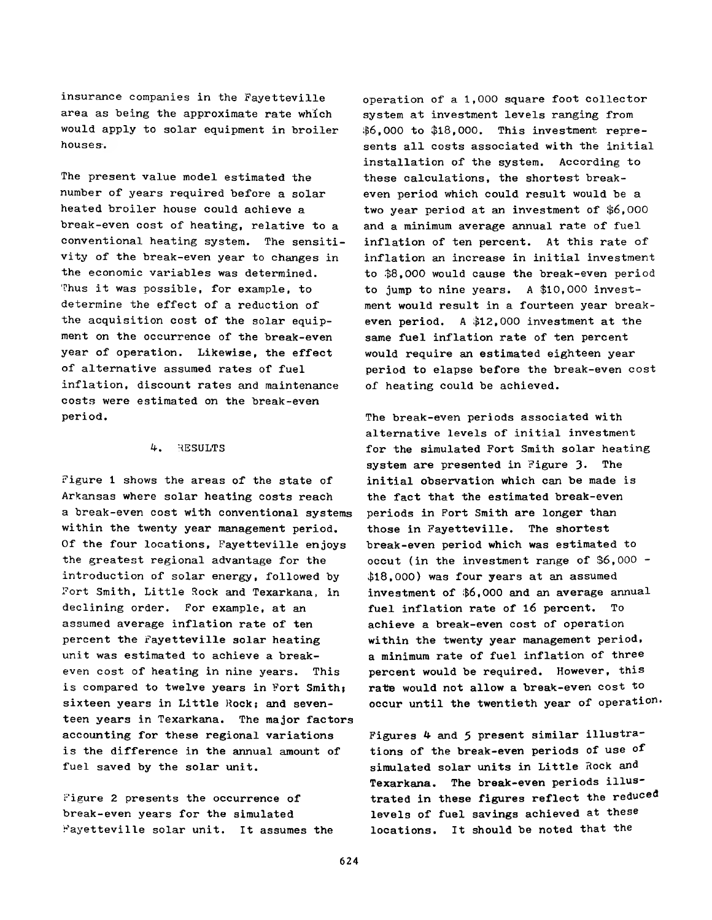insurance companies in the Fayetteville area as being the approximate rate which would apply to solar equipment in broiler houses.

The present value model estimated the number of years required before a solar heated broiler house could achieve a break-even cost of heating, relative to a conventional heating system. The sensitivity of the break-even year to changes in the economic variables was determined. Thus it was possible, for example, to determine the effect of a reduction of the acquisition cost of the solar equipment on the occurrence of the break-even year of operation. Likewise, the effect of alternative assumed rates of fuel inflation, discount rates and maintenance costs were estimated on the break-even period.

## 4. RESULTS

Figure 1 shows the areas of the state of Arkansas where solar heating costs reach a break-even cost with conventional systems within the twenty year management period. Of the four locations, Fayetteville enjoys the greatest regional advantage for the introduction of solar energy, followed by Fort Smith, Little Rock and Texarkana, in declining order. For example, at an assumed average inflation rate of ten percent the Fayetteville solar heating unit was estimated to achieve a break-even cost of heating in nine years. This is compared to twelve years in Fort Smith; sixteen years in Little Rock; and seventeen years in Texarkana. The major factors accounting for these regional variations is the difference in the annual amount of fuel saved by the solar unit.

Figure 2 presents the occurrence of break-even years for the simulated Fayetteville solar unit. It assumes the operation of a 1,000 square foot collector system at investment levels ranging from $6,000 to $18,000. This investment represents all costs associated with the initial installation of the system. According to these calculations, the shortest break-even period which could result would be a two year period at an investment of $6,000 and a minimum average annual rate of fuel inflation of ten percent. At this rate of inflation an increase in initial investment to $8,000 would cause the break-even period to jump to nine years. A $10,000 investment would result in a fourteen year break-even period. A $12,000 investment at the same fuel inflation rate of ten percent would require an estimated eighteen year period to elapse before the break-even cost of heating could be achieved.

The break-even periods associated with alternative levels of initial investment for the simulated Fort Smith solar heating system are presented in Figure 3. The initial observation which can be made is the fact that the estimated break-even periods in Fort Smith are longer than those in Fayetteville. The shortest break-even period which was estimated to occut (in the investment range of $6,000 - $18,000) was four years at an assumed investment of $6,000 and an average annual fuel inflation rate of 16 percent. To achieve a break-even cost of operation within the twenty year management period, a minimum rate of fuel inflation of three percent would be required. However, this ratte would not allow a break-even cost to occur until the twentieth year of operation.

Figures 4 and 5 present similar illustrations of the break-even periods of use of simulated solar units in Little Rock and Texarkana. The break-even periods illustrated in these figures reflect the reduced levels of fuel savings achieved at these locations. It should be noted that the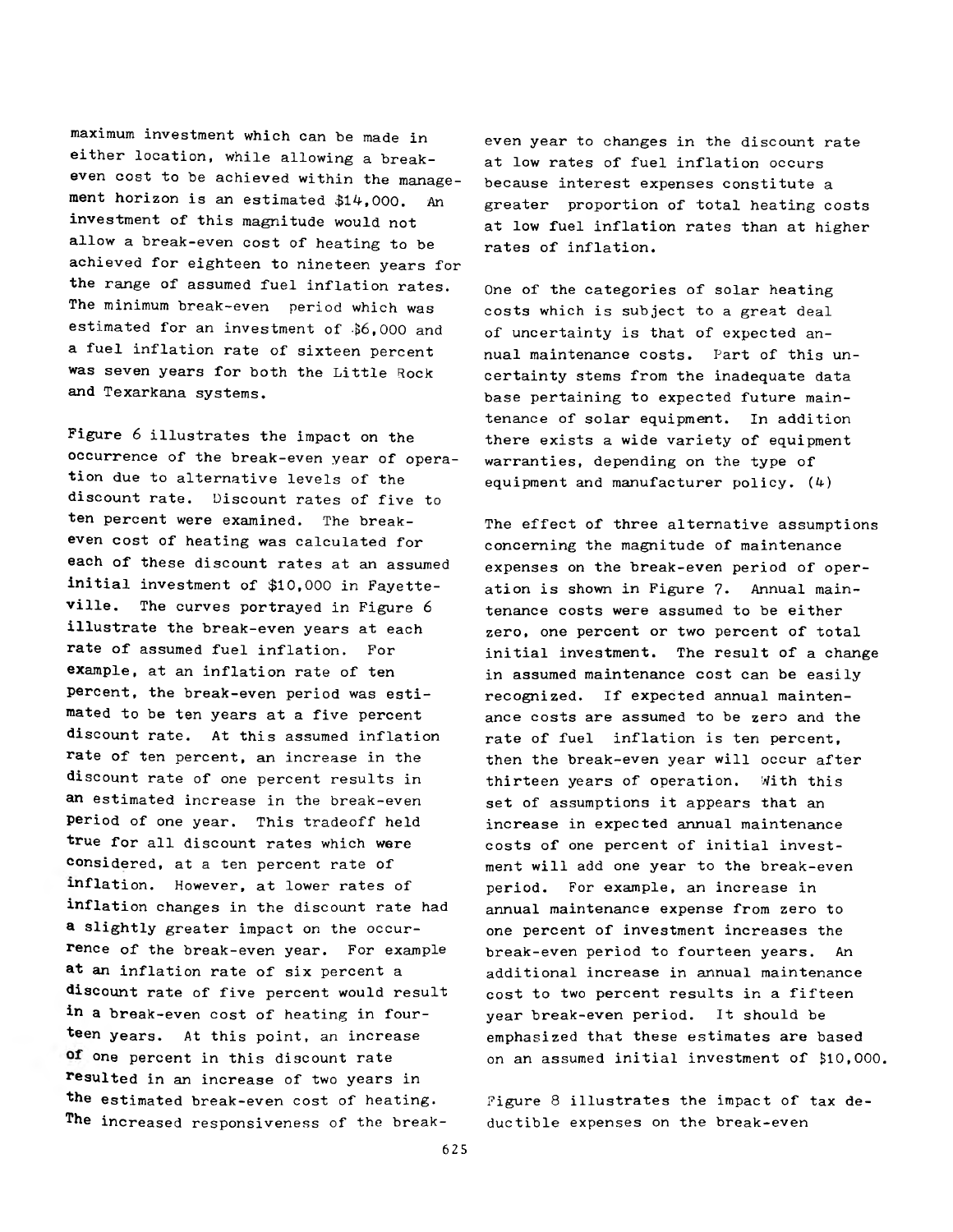maximum investment which can be made in either location, while allowing a break-even cost to be achieved within the management horizon is an estimated $14,000. An investment of this magnitude would not allow a break-even cost of heating to be achieved for eighteen to nineteen years for the range of assumed fuel inflation rates. The minimum break-even period which was estimated for an investment of $6,000 and a fuel inflation rate of sixteen percent was seven years for both the Little Rock and Texarkana systems.

Figure 6 illustrates the impact on the occurrence of the break-even year of operation due to alternative levels of the discount rate. Discount rates of five to ten percent were examined. The break-even cost of heating was calculated for each of these discount rates at an assumed initial investment of $10,000 in Fayetteville. The curves portrayed in Figure 6 illustrate the break-even years at each rate of assumed fuel inflation. For example, at an inflation rate of ten percent, the break-even period was estimated to be ten years at a five percent discount rate. At this assumed inflation rate of ten percent, an increase in the discount rate of one percent results in an estimated increase in the break-even period of one year. This tradeoff held true for all discount rates which were considered, at a ten percent rate of inflation. However, at lower rates of inflation changes in the discount rate had a slightly greater impact on the occurrence of the break-even year. For example at an inflation rate of six percent a discount rate of five percent would result in a break-even cost of heating in fourteen years. At this point, an increase of one percent in this discount rate resulted in an increase of two years in the estimated break-even cost of heating. The increased responsiveness of the break-even year to changes in the discount rate at low rates of fuel inflation occurs because interest expenses constitute a greater proportion of total heating costs at low fuel inflation rates than at higher rates of inflation.

One of the categories of solar heating costs which is subject to a great deal of uncertainty is that of expected annual maintenance costs. Part of this uncertainty stems from the inadequate data base pertaining to expected future maintenance of solar equipment. In addition there exists a wide variety of equipment warranties, depending on the type of equipment and manufacturer policy. (4)

The effect of three alternative assumptions concerning the magnitude of maintenance expenses on the break-even period of operation is shown in Figure 7. Annual maintenance costs were assumed to be either zero, one percent or two percent of total initial investment. The result of a change in assumed maintenance cost can be easily recognized. If expected annual maintenance costs are assumed to be zero and the rate of fuel inflation is ten percent, then the break-even year will occur after thirteen years of operation. With this set of assumptions it appears that an increase in expected annual maintenance costs of one percent of initial investment will add one year to the break-even period. For example, an increase in annual maintenance expense from zero to one percent of investment increases the break-even period to fourteen years. An additional increase in annual maintenance cost to two percent results in a fifteen year break-even period. It should be emphasized that these estimates are based on an assumed initial investment of $10,000.

Figure 8 illustrates the impact of tax deductible expenses on the break-even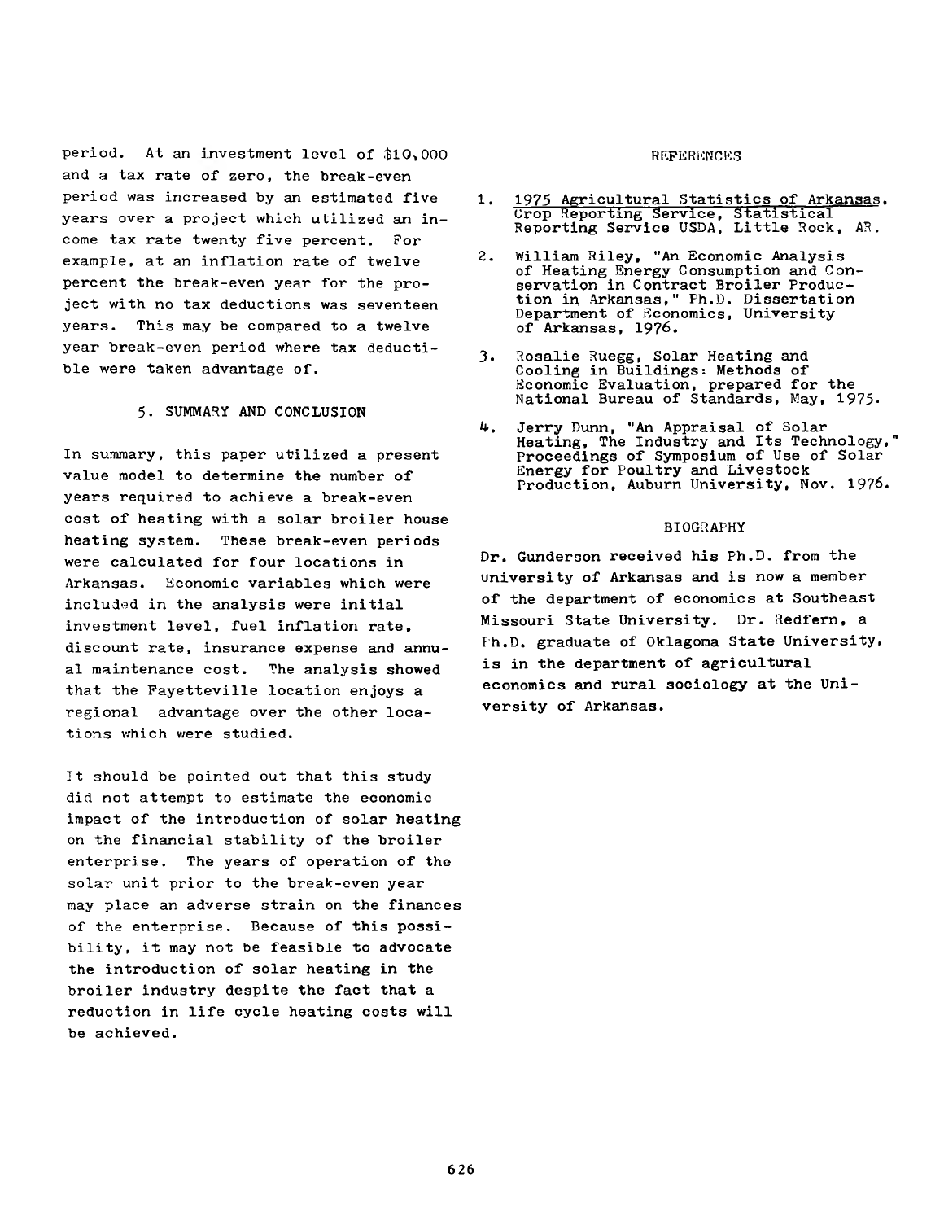period. At an investment level of $10,000 and a tax rate of zero, the break-even period was increased by an estimated five years over a project which utilized an income tax rate twenty five percent. For example, at an inflation rate of twelve percent the break-even year for the project with no tax deductions was seventeen years. This may be compared to a twelve year break-even period where tax deductible were taken advantage of.

## 5. SUMMARY AND CONCLUSION

In summary, this paper utilized a present value model to determine the number of years required to achieve a break-even cost of heating with a solar broiler house heating system. These break-even periods were calculated for four locations in Arkansas. Economic variables which were included in the analysis were initial investment level, fuel inflation rate, discount rate, insurance expense and annual maintenance cost. The analysis showed that the Fayetteville location enjoys a regional advantage over the other locations which were studied.

It should be pointed out that this study did not attempt to estimate the economic impact of the introduction of solar heating on the financial stability of the broiler enterprise. The years of operation of the solar unit prior to the break-even year may place an adverse strain on the finances of the enterprise. Because of this possibility, it may not be feasible to advocate the introduction of solar heating in the broiler industry despite the fact that a reduction in life cycle heating costs will be achieved.

## REFERENCES

1. 1975 Agricultural Statistics of Arkansas. Crop Reporting Service, Statistical Reporting Service USDA, Little Rock, AR.
2. William Riley, "An Economic Analysis of Heating Energy Consumption and Conservation in Contract Broiler Production in Arkansas," Ph.D. Dissertation Department of Economics, University of Arkansas, 1976.
3. Rosalie Ruegg, Solar Heating and Cooling in Buildings: Methods of Economic Evaluation, prepared for the National Bureau of Standards, May, 1975.
4. Jerry Dunn, "An Appraisal of Solar Heating, The Industry and Its Technology," Proceedings of Symposium of Use of Solar Energy for Poultry and Livestock Production, Auburn University, Nov. 1976.

## BIOGRAPHY

Dr. Gunderson received his Ph.D. from the University of Arkansas and is now a member of the department of economics at Southeast Missouri State University. Dr. Redfern, a Ph.D. graduate of Oklagoma State University, is in the department of agricultural economics and rural sociology at the University of Arkansas.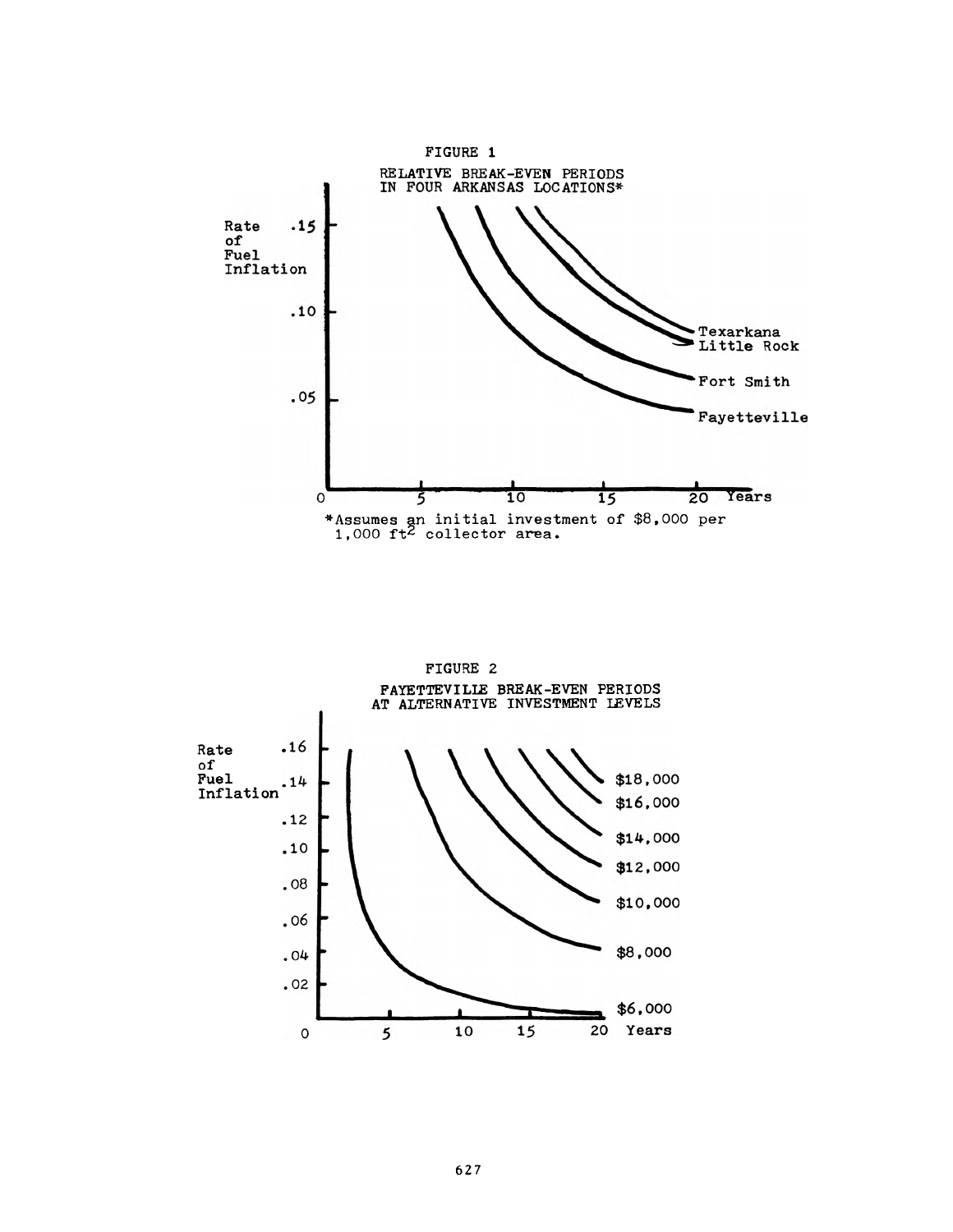FIGURE 1

RELATIVE BREAK-EVEN PERIODS IN FOUR ARKANSAS LOCATIONS*

*Assumes an initial investment of \$8,000 per 1,000 $ft^2$ collector area.

FIGURE 2

FAYETTEVILLE BREAK-EVEN PERIODS AT ALTERNATIVE INVESTMENT LEVELS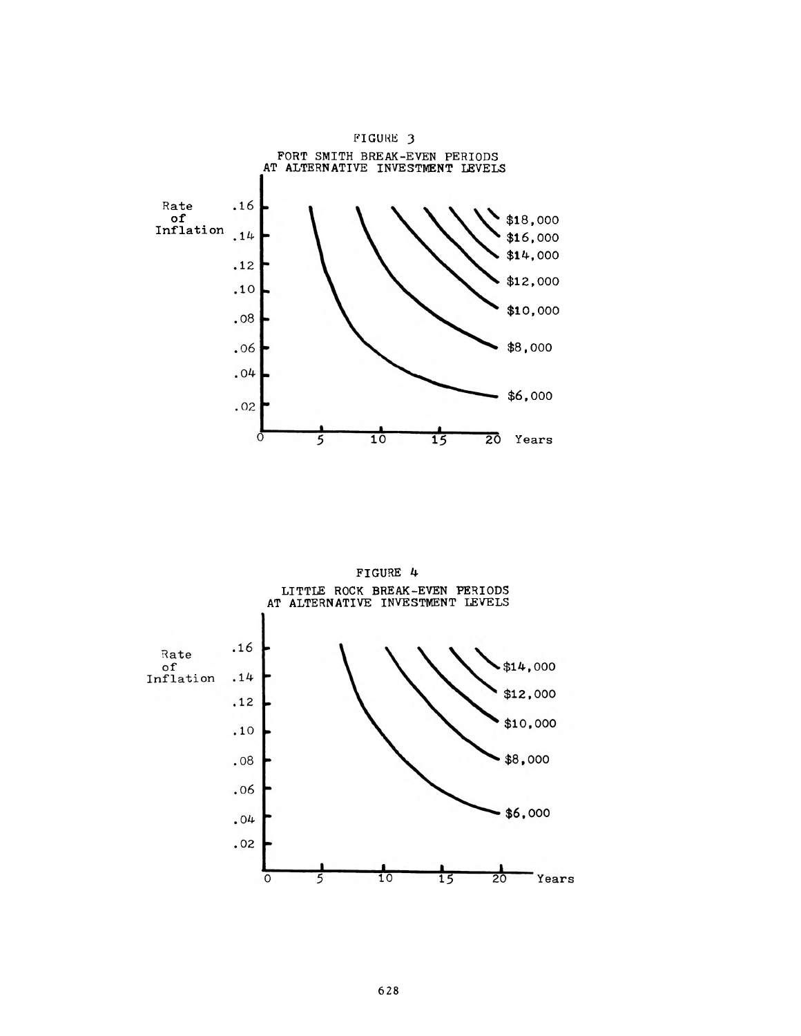FIGURE 3

FORT SMITH BREAK-EVEN PERIODS AT ALTERNATIVE INVESTMENT LEVELS

FIGURE 4

LITTLE ROCK BREAK-EVEN PERIODS AT ALTERNATIVE INVESTMENT LEVELS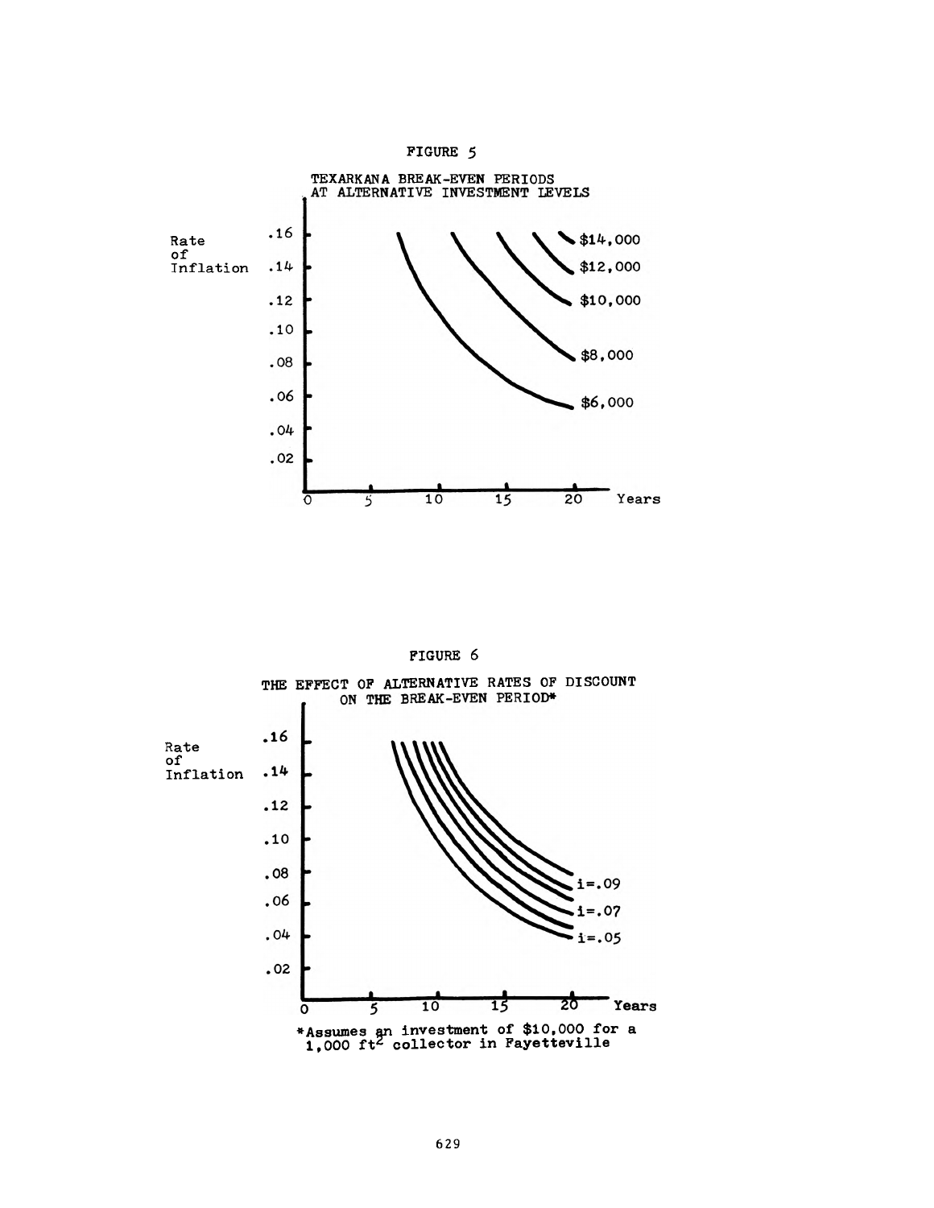FIGURE 5

TEXARKANA BREAK-EVEN PERIODS AT ALTERNATIVE INVESTMENT LEVELS

Rate of Inflation

.16

.14

.12

.10

.08

.06

.04

.02

0 5 10 15 20 Years

$14,000

$12,000

$10,000

$8,000

$6,000

FIGURE 6

THE EFFECT OF ALTERNATIVE RATES OF DISCOUNT ON THE BREAK-EVEN PERIOD*

Rate of Inflation

.16

.14

.12

.10

.08

.06

.04

.02

0 5 10 15 20 Years

i=.09

i=.07

i=.05

*Assumes an investment of $10,000 for a 1,000 $ft^2$ collector in Fayetteville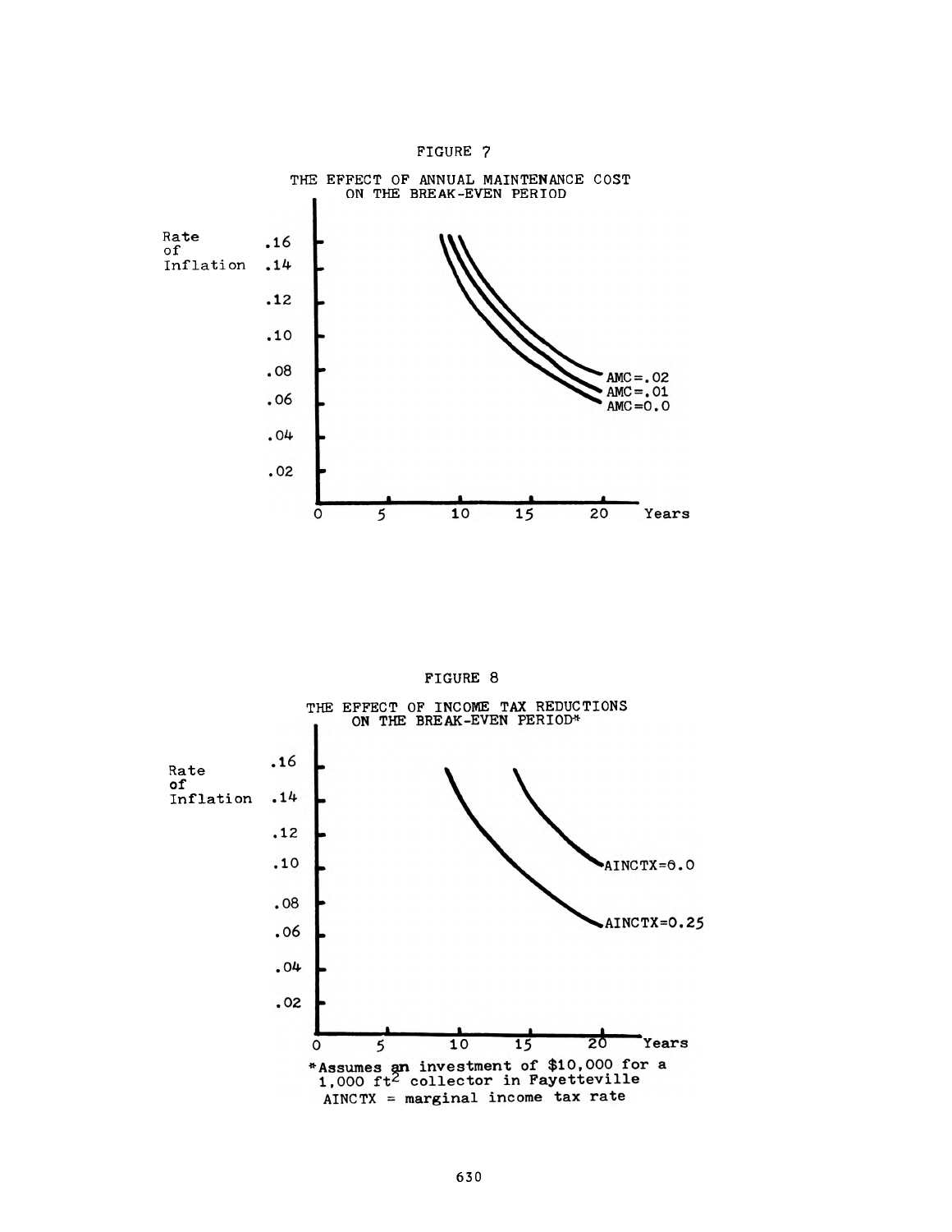FIGURE 7

THE EFFECT OF ANNUAL MAINTENANCE COST ON THE BREAK-EVEN PERIOD

Rate of Inflation

.16
.14
.12
.10
.08
.06
.04
.02

0
5
10
15
20
Years

AMC=.02
AMC=.01
AMC=0.0

FIGURE 8

THE EFFECT OF INCOME TAX REDUCTIONS ON THE BREAK-EVEN PERIOD*

Rate of Inflation

.16
.14
.12
.10
.08
.06
.04
.02

0
5
10
15
20
Years

AINCTX=0.0
AINCTX=0.25

*Assumes an investment of $10,000 for a 1,000 ft$^2$ collector in Fayetteville

AINCTX = marginal income tax rate